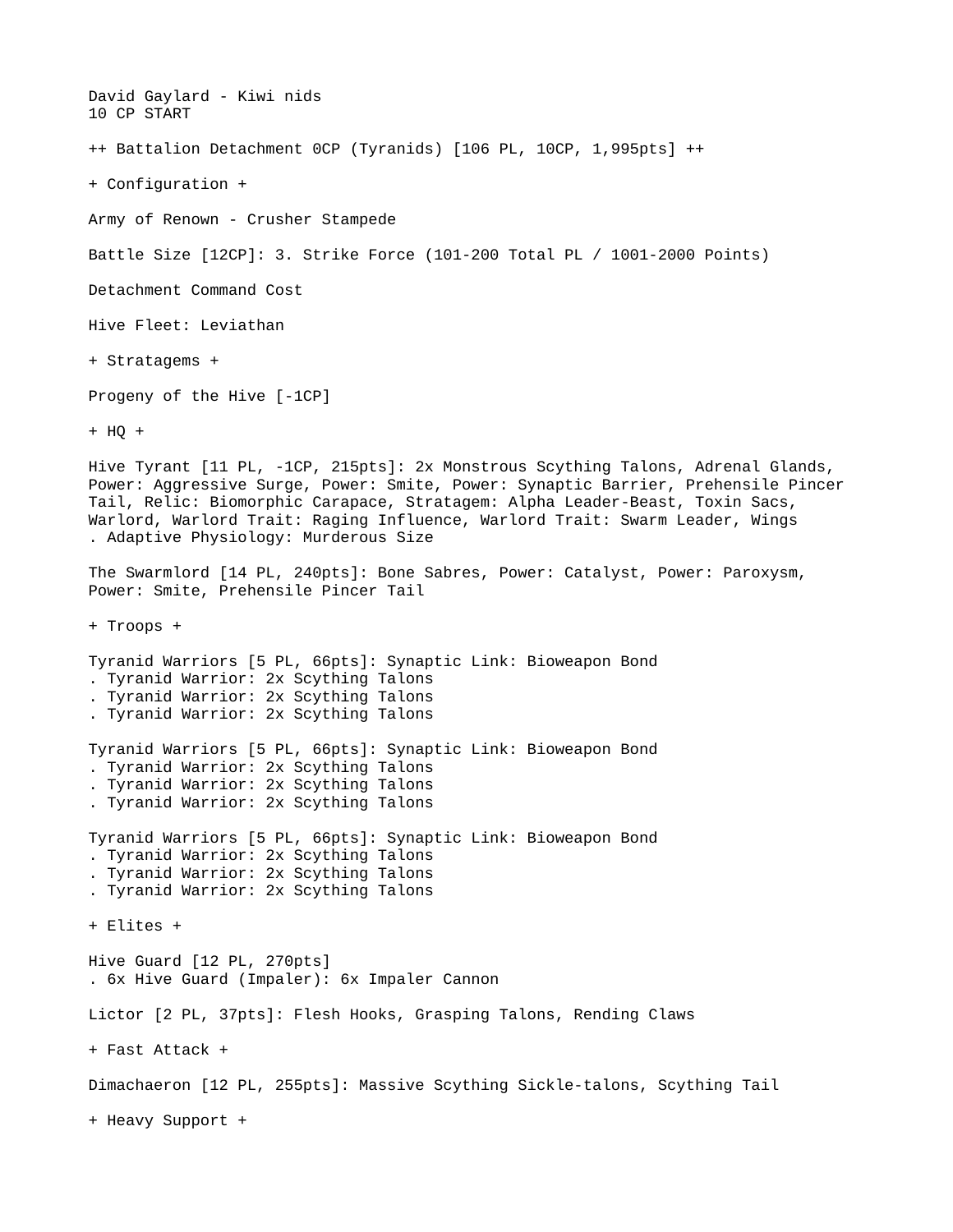David Gaylard - Kiwi nids
10 CP START

++ Battalion Detachment 0CP (Tyranids) [106 PL, 10CP, 1,995pts] ++

+ Configuration +

Army of Renown - Crusher Stampede

Battle Size [12CP]: 3. Strike Force (101-200 Total PL / 1001-2000 Points)

Detachment Command Cost

Hive Fleet: Leviathan

+ Stratagems +

Progeny of the Hive [-1CP]

+ HQ +

Hive Tyrant [11 PL, -1CP, 215pts]: 2x Monstrous Scything Talons, Adrenal Glands, Power: Aggressive Surge, Power: Smite, Power: Synaptic Barrier, Prehensile Pincer Tail, Relic: Biomorphic Carapace, Stratagem: Alpha Leader-Beast, Toxin Sacs, Warlord, Warlord Trait: Raging Influence, Warlord Trait: Swarm Leader, Wings
. Adaptive Physiology: Murderous Size

The Swarmlord [14 PL, 240pts]: Bone Sabres, Power: Catalyst, Power: Paroxysm, Power: Smite, Prehensile Pincer Tail

+ Troops +

Tyranid Warriors [5 PL, 66pts]: Synaptic Link: Bioweapon Bond
. Tyranid Warrior: 2x Scything Talons
. Tyranid Warrior: 2x Scything Talons
. Tyranid Warrior: 2x Scything Talons

Tyranid Warriors [5 PL, 66pts]: Synaptic Link: Bioweapon Bond
. Tyranid Warrior: 2x Scything Talons
. Tyranid Warrior: 2x Scything Talons
. Tyranid Warrior: 2x Scything Talons

Tyranid Warriors [5 PL, 66pts]: Synaptic Link: Bioweapon Bond
. Tyranid Warrior: 2x Scything Talons
. Tyranid Warrior: 2x Scything Talons
. Tyranid Warrior: 2x Scything Talons

+ Elites +

Hive Guard [12 PL, 270pts]
. 6x Hive Guard (Impaler): 6x Impaler Cannon

Lictor [2 PL, 37pts]: Flesh Hooks, Grasping Talons, Rending Claws

+ Fast Attack +

Dimachaeron [12 PL, 255pts]: Massive Scything Sickle-talons, Scything Tail

+ Heavy Support +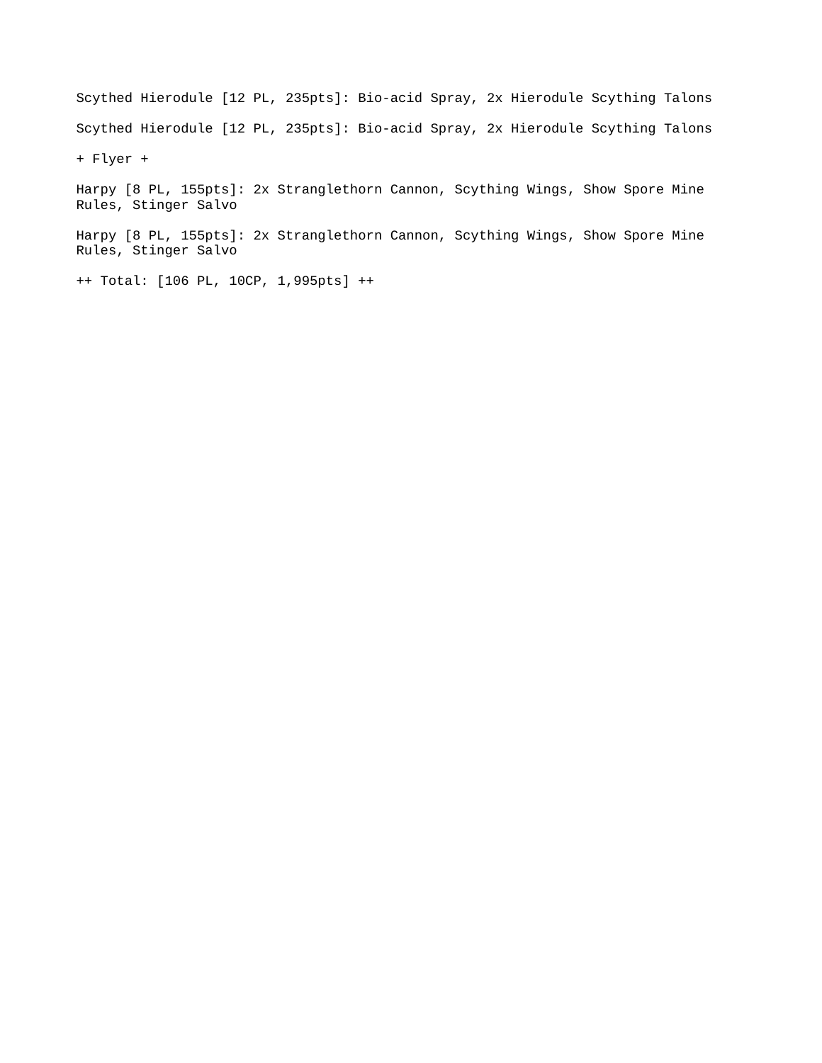Scythed Hierodule [12 PL, 235pts]: Bio-acid Spray, 2x Hierodule Scything Talons

Scythed Hierodule [12 PL, 235pts]: Bio-acid Spray, 2x Hierodule Scything Talons

+ Flyer +

Harpy [8 PL, 155pts]: 2x Stranglethorn Cannon, Scything Wings, Show Spore Mine Rules, Stinger Salvo

Harpy [8 PL, 155pts]: 2x Stranglethorn Cannon, Scything Wings, Show Spore Mine Rules, Stinger Salvo

++ Total: [106 PL, 10CP, 1,995pts] ++